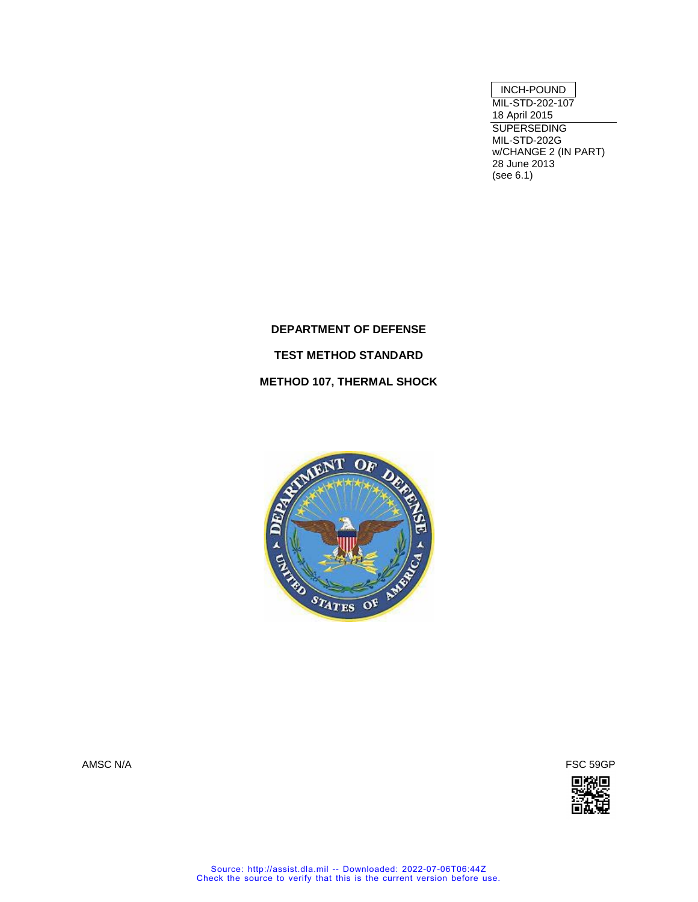INCH-POUND

MIL-STD-202-107
18 April 2015

SUPERSEDING
MIL-STD-202G
w/CHANGE 2 (IN PART)
28 June 2013
(see 6.1)

**DEPARTMENT OF DEFENSE**

**TEST METHOD STANDARD**

**METHOD 107, THERMAL SHOCK**

AMSC N/A

FSC 59GP

Source: http://assist.dla.mil -- Downloaded: 2022-07-06T06:44Z
Check the source to verify that this is the current version before use.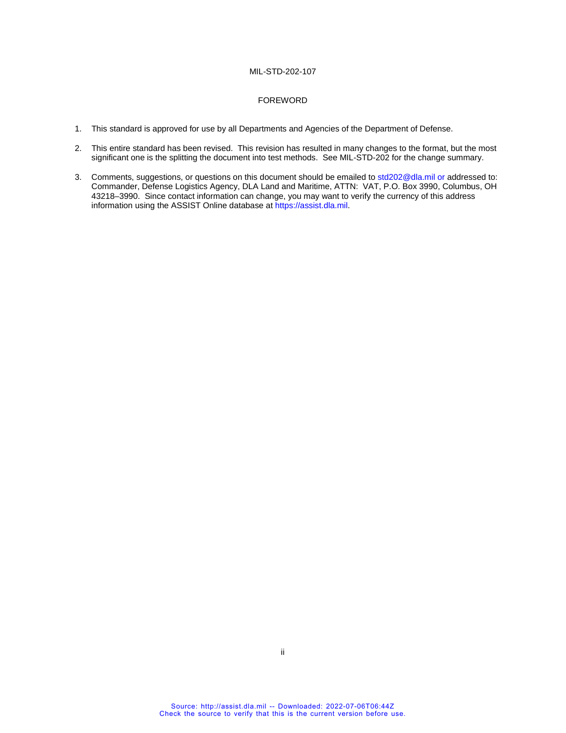# FOREWORD

1. This standard is approved for use by all Departments and Agencies of the Department of Defense.

2. This entire standard has been revised. This revision has resulted in many changes to the format, but the most significant one is the splitting the document into test methods. See MIL-STD-202 for the change summary.

3. Comments, suggestions, or questions on this document should be emailed to std202@dla.mil or addressed to: Commander, Defense Logistics Agency, DLA Land and Maritime, ATTN: VAT, P.O. Box 3990, Columbus, OH 43218–3990. Since contact information can change, you may want to verify the currency of this address information using the ASSIST Online database at https://assist.dla.mil.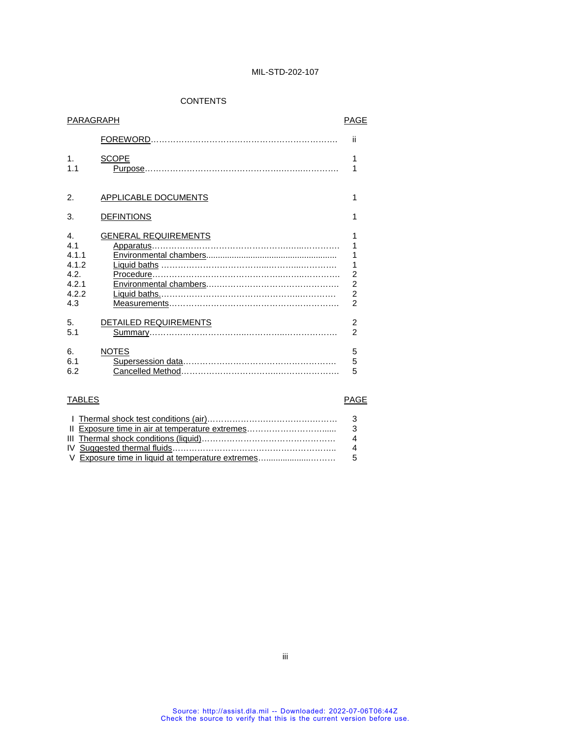# CONTENTS

| PARAGRAPH | | PAGE |
|---|---|---|
| | FOREWORD | ii |
| 1. | SCOPE | 1 |
| 1.1 | Purpose | 1 |
| 2. | APPLICABLE DOCUMENTS | 1 |
| 3. | DEFINTIONS | 1 |
| 4. | GENERAL REQUIREMENTS | 1 |
| 4.1 | Apparatus | 1 |
| 4.1.1 | Environmental chambers | 1 |
| 4.1.2 | Liquid baths | 1 |
| 4.2. | Procedure | 2 |
| 4.2.1 | Environmental chambers | 2 |
| 4.2.2 | Liquid baths. | 2 |
| 4.3 | Measurements | 2 |
| 5. | DETAILED REQUIREMENTS | 2 |
| 5.1 | Summary | 2 |
| 6. | NOTES | 5 |
| 6.1 | Supersession data | 5 |
| 6.2 | Cancelled Method | 5 |

| TABLES | | PAGE |
|---|---|---|
| I | Thermal shock test conditions (air) | 3 |
| II | Exposure time in air at temperature extremes | 3 |
| III | Thermal shock conditions (liquid) | 4 |
| IV | Suggested thermal fluids | 4 |
| V | Exposure time in liquid at temperature extremes | 5 |

Source: http://assist.dla.mil -- Downloaded: 2022-07-06T06:44Z
Check the source to verify that this is the current version before use.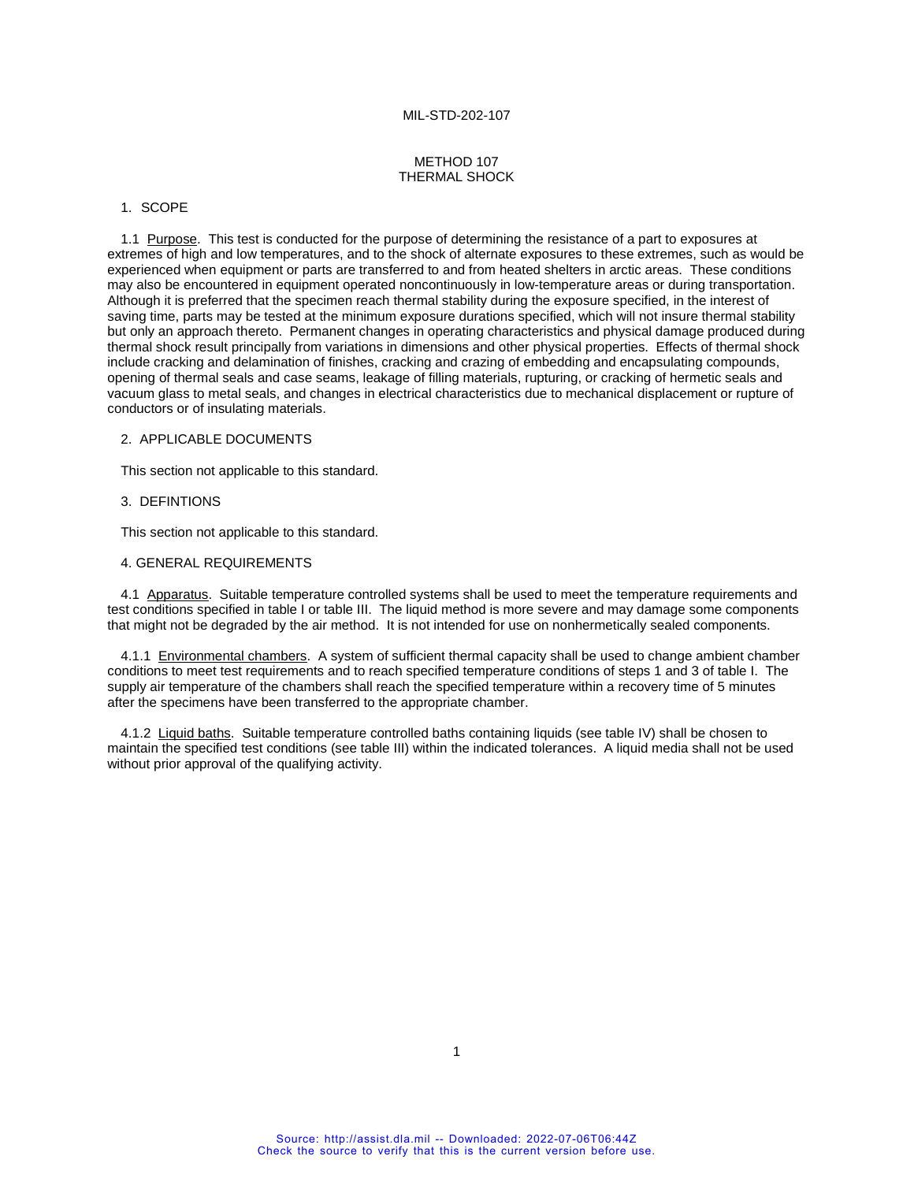# METHOD 107
# THERMAL SHOCK

## 1. SCOPE

1.1 Purpose. This test is conducted for the purpose of determining the resistance of a part to exposures at extremes of high and low temperatures, and to the shock of alternate exposures to these extremes, such as would be experienced when equipment or parts are transferred to and from heated shelters in arctic areas. These conditions may also be encountered in equipment operated noncontinuously in low-temperature areas or during transportation. Although it is preferred that the specimen reach thermal stability during the exposure specified, in the interest of saving time, parts may be tested at the minimum exposure durations specified, which will not insure thermal stability but only an approach thereto. Permanent changes in operating characteristics and physical damage produced during thermal shock result principally from variations in dimensions and other physical properties. Effects of thermal shock include cracking and delamination of finishes, cracking and crazing of embedding and encapsulating compounds, opening of thermal seals and case seams, leakage of filling materials, rupturing, or cracking of hermetic seals and vacuum glass to metal seals, and changes in electrical characteristics due to mechanical displacement or rupture of conductors or of insulating materials.

## 2. APPLICABLE DOCUMENTS

This section not applicable to this standard.

## 3. DEFINTIONS

This section not applicable to this standard.

## 4. GENERAL REQUIREMENTS

4.1 Apparatus. Suitable temperature controlled systems shall be used to meet the temperature requirements and test conditions specified in table I or table III. The liquid method is more severe and may damage some components that might not be degraded by the air method. It is not intended for use on nonhermetically sealed components.

4.1.1 Environmental chambers. A system of sufficient thermal capacity shall be used to change ambient chamber conditions to meet test requirements and to reach specified temperature conditions of steps 1 and 3 of table I. The supply air temperature of the chambers shall reach the specified temperature within a recovery time of 5 minutes after the specimens have been transferred to the appropriate chamber.

4.1.2 Liquid baths. Suitable temperature controlled baths containing liquids (see table IV) shall be chosen to maintain the specified test conditions (see table III) within the indicated tolerances. A liquid media shall not be used without prior approval of the qualifying activity.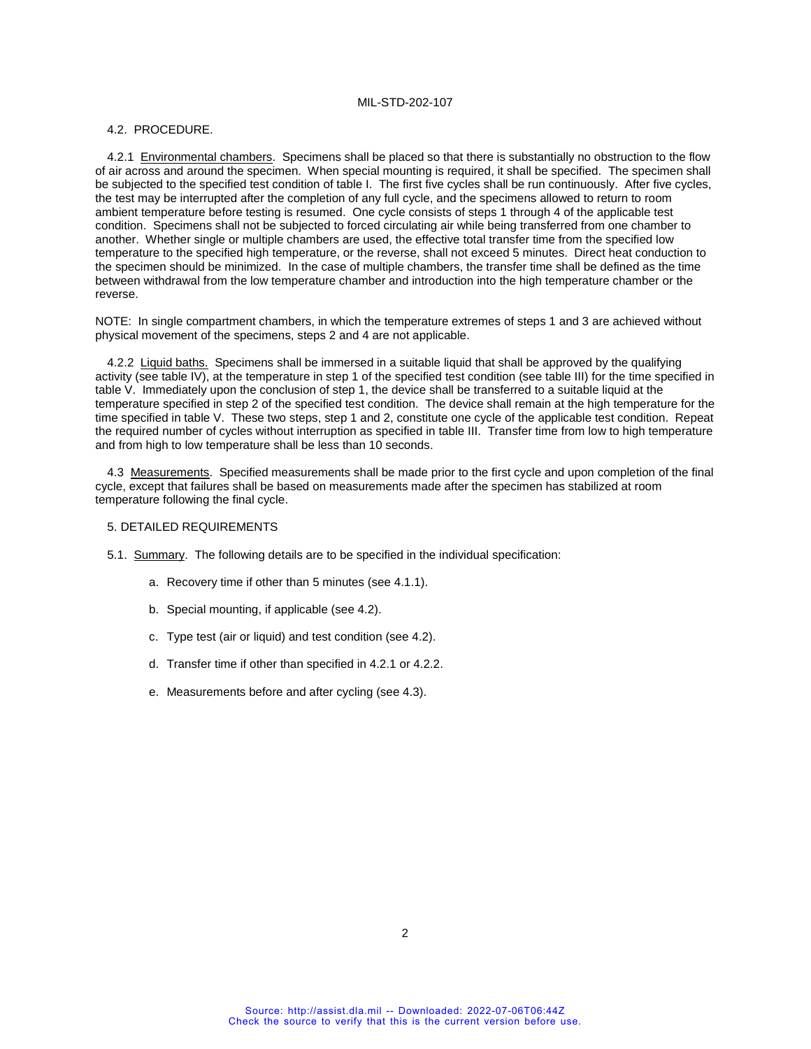## 4.2. PROCEDURE.

4.2.1 Environmental chambers. Specimens shall be placed so that there is substantially no obstruction to the flow of air across and around the specimen. When special mounting is required, it shall be specified. The specimen shall be subjected to the specified test condition of table I. The first five cycles shall be run continuously. After five cycles, the test may be interrupted after the completion of any full cycle, and the specimens allowed to return to room ambient temperature before testing is resumed. One cycle consists of steps 1 through 4 of the applicable test condition. Specimens shall not be subjected to forced circulating air while being transferred from one chamber to another. Whether single or multiple chambers are used, the effective total transfer time from the specified low temperature to the specified high temperature, or the reverse, shall not exceed 5 minutes. Direct heat conduction to the specimen should be minimized. In the case of multiple chambers, the transfer time shall be defined as the time between withdrawal from the low temperature chamber and introduction into the high temperature chamber or the reverse.

NOTE: In single compartment chambers, in which the temperature extremes of steps 1 and 3 are achieved without physical movement of the specimens, steps 2 and 4 are not applicable.

4.2.2 Liquid baths. Specimens shall be immersed in a suitable liquid that shall be approved by the qualifying activity (see table IV), at the temperature in step 1 of the specified test condition (see table III) for the time specified in table V. Immediately upon the conclusion of step 1, the device shall be transferred to a suitable liquid at the temperature specified in step 2 of the specified test condition. The device shall remain at the high temperature for the time specified in table V. These two steps, step 1 and 2, constitute one cycle of the applicable test condition. Repeat the required number of cycles without interruption as specified in table III. Transfer time from low to high temperature and from high to low temperature shall be less than 10 seconds.

4.3 Measurements. Specified measurements shall be made prior to the first cycle and upon completion of the final cycle, except that failures shall be based on measurements made after the specimen has stabilized at room temperature following the final cycle.

## 5. DETAILED REQUIREMENTS

5.1. Summary. The following details are to be specified in the individual specification:

a. Recovery time if other than 5 minutes (see 4.1.1).

b. Special mounting, if applicable (see 4.2).

c. Type test (air or liquid) and test condition (see 4.2).

d. Transfer time if other than specified in 4.2.1 or 4.2.2.

e. Measurements before and after cycling (see 4.3).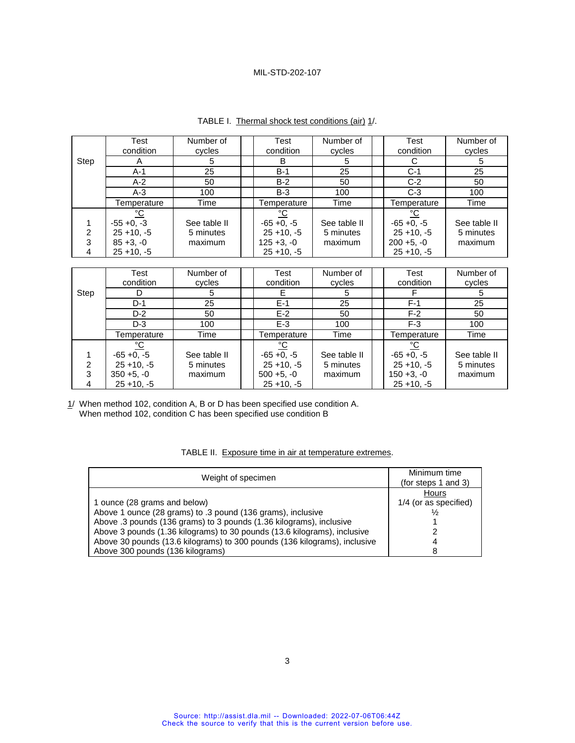TABLE I. Thermal shock test conditions (air) 1/.

| Step | Test condition | Number of cycles | Test condition | Number of cycles | Test condition | Number of cycles |
|---|---|---|---|---|---|---|
| | A | 5 | B | 5 | C | 5 |
| | A-1 | 25 | B-1 | 25 | C-1 | 25 |
| | A-2 | 50 | B-2 | 50 | C-2 | 50 |
| | A-3 | 100 | B-3 | 100 | C-3 | 100 |
| | Temperature | Time | Temperature | Time | Temperature | Time |
| | °C | | °C | | °C | |
| 1 | -55 +0, -3 | See table II | -65 +0, -5 | See table II | -65 +0, -5 | See table II |
| 2 | 25 +10, -5 | 5 minutes maximum | 25 +10, -5 | 5 minutes maximum | 25 +10, -5 | 5 minutes maximum |
| 3 | 85 +3, -0 | | 125 +3, -0 | | 200 +5, -0 | |
| 4 | 25 +10, -5 | | 25 +10, -5 | | 25 +10, -5 | |

| Step | Test condition | Number of cycles | Test condition | Number of cycles | Test condition | Number of cycles |
|---|---|---|---|---|---|---|
| | D | 5 | E | 5 | F | 5 |
| | D-1 | 25 | E-1 | 25 | F-1 | 25 |
| | D-2 | 50 | E-2 | 50 | F-2 | 50 |
| | D-3 | 100 | E-3 | 100 | F-3 | 100 |
| | Temperature | Time | Temperature | Time | Temperature | Time |
| | °C | | °C | | °C | |
| 1 | -65 +0, -5 | See table II | -65 +0, -5 | See table II | -65 +0, -5 | See table II |
| 2 | 25 +10, -5 | 5 minutes maximum | 25 +10, -5 | 5 minutes maximum | 25 +10, -5 | 5 minutes maximum |
| 3 | 350 +5, -0 | | 500 +5, -0 | | 150 +3, -0 | |
| 4 | 25 +10, -5 | | 25 +10, -5 | | 25 +10, -5 | |

1/ When method 102, condition A, B or D has been specified use condition A.
When method 102, condition C has been specified use condition B

TABLE II. Exposure time in air at temperature extremes.

| Weight of specimen | Minimum time (for steps 1 and 3) |
|---|---|
| | Hours |
| 1 ounce (28 grams and below) | 1/4 (or as specified) |
| Above 1 ounce (28 grams) to .3 pound (136 grams), inclusive | ½ |
| Above .3 pounds (136 grams) to 3 pounds (1.36 kilograms), inclusive | 1 |
| Above 3 pounds (1.36 kilograms) to 30 pounds (13.6 kilograms), inclusive | 2 |
| Above 30 pounds (13.6 kilograms) to 300 pounds (136 kilograms), inclusive | 4 |
| Above 300 pounds (136 kilograms) | 8 |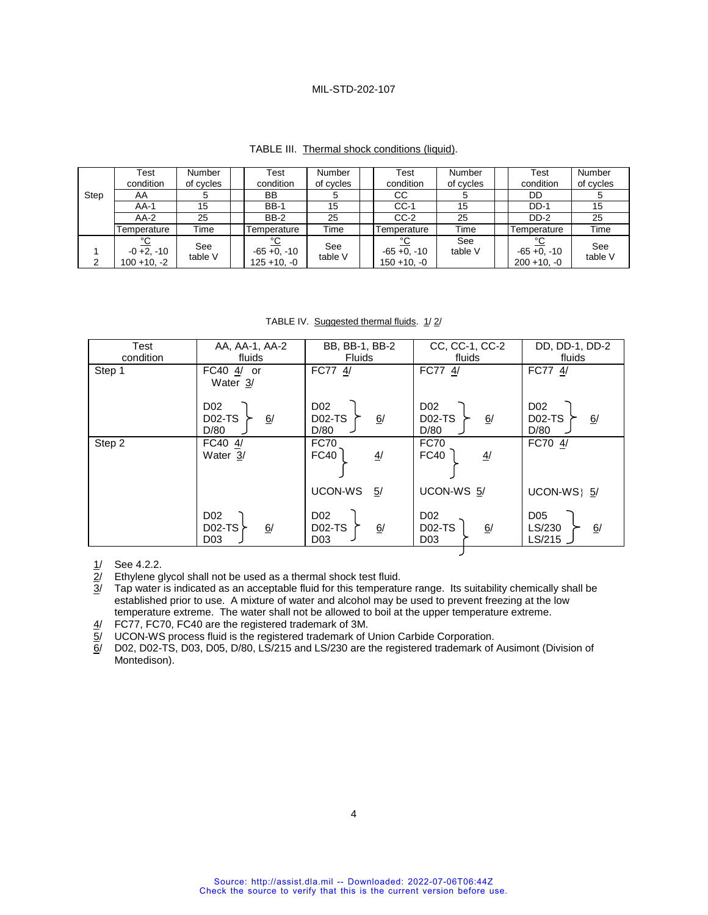TABLE III. Thermal shock conditions (liquid).

| Step | Test condition | Number of cycles | Test condition | Number of cycles | Test condition | Number of cycles | Test condition | Number of cycles |
|---|---|---|---|---|---|---|---|---|
| | AA | 5 | BB | 5 | CC | 5 | DD | 5 |
| | AA-1 | 15 | BB-1 | 15 | CC-1 | 15 | DD-1 | 15 |
| | AA-2 | 25 | BB-2 | 25 | CC-2 | 25 | DD-2 | 25 |
| | Temperature | Time | Temperature | Time | Temperature | Time | Temperature | Time |
| | °C | | °C | | °C | | °C | |
| 1 | -0 +2, -10 | See table V | -65 +0, -10 | See table V | -65 +0, -10 | See table V | -65 +0, -10 | See table V |
| 2 | 100 +10, -2 | | 125 +10, -0 | | 150 +10, -0 | | 200 +10, -0 | |

TABLE IV. Suggested thermal fluids. 1/ 2/

| Test condition | AA, AA-1, AA-2 fluids | BB, BB-1, BB-2 Fluids | CC, CC-1, CC-2 fluids | DD, DD-1, DD-2 fluids |
|---|---|---|---|---|
| Step 1 | FC40 4/ or Water 3/<br><br>D02, D02-TS, D/80 6/ | FC77 4/<br><br>D02, D02-TS, D/80 6/ | FC77 4/<br><br>D02, D02-TS, D/80 6/ | FC77 4/<br><br>D02, D02-TS, D/80 6/ |
| Step 2 | FC40 4/<br>Water 3/<br><br>D02, D02-TS, D03 6/ | FC70, FC40 4/<br><br>UCON-WS 5/<br><br>D02, D02-TS, D03 6/ | FC70, FC40 4/<br><br>UCON-WS 5/<br><br>D02, D02-TS, D03 6/ | FC70 4/<br><br>UCON-WS 5/<br><br>D05, LS/230, LS/215 6/ |

1/ See 4.2.2.

2/ Ethylene glycol shall not be used as a thermal shock test fluid.

3/ Tap water is indicated as an acceptable fluid for this temperature range. Its suitability chemically shall be established prior to use. A mixture of water and alcohol may be used to prevent freezing at the low temperature extreme. The water shall not be allowed to boil at the upper temperature extreme.

4/ FC77, FC70, FC40 are the registered trademark of 3M.

5/ UCON-WS process fluid is the registered trademark of Union Carbide Corporation.

6/ D02, D02-TS, D03, D05, D/80, LS/215 and LS/230 are the registered trademark of Ausimont (Division of Montedison).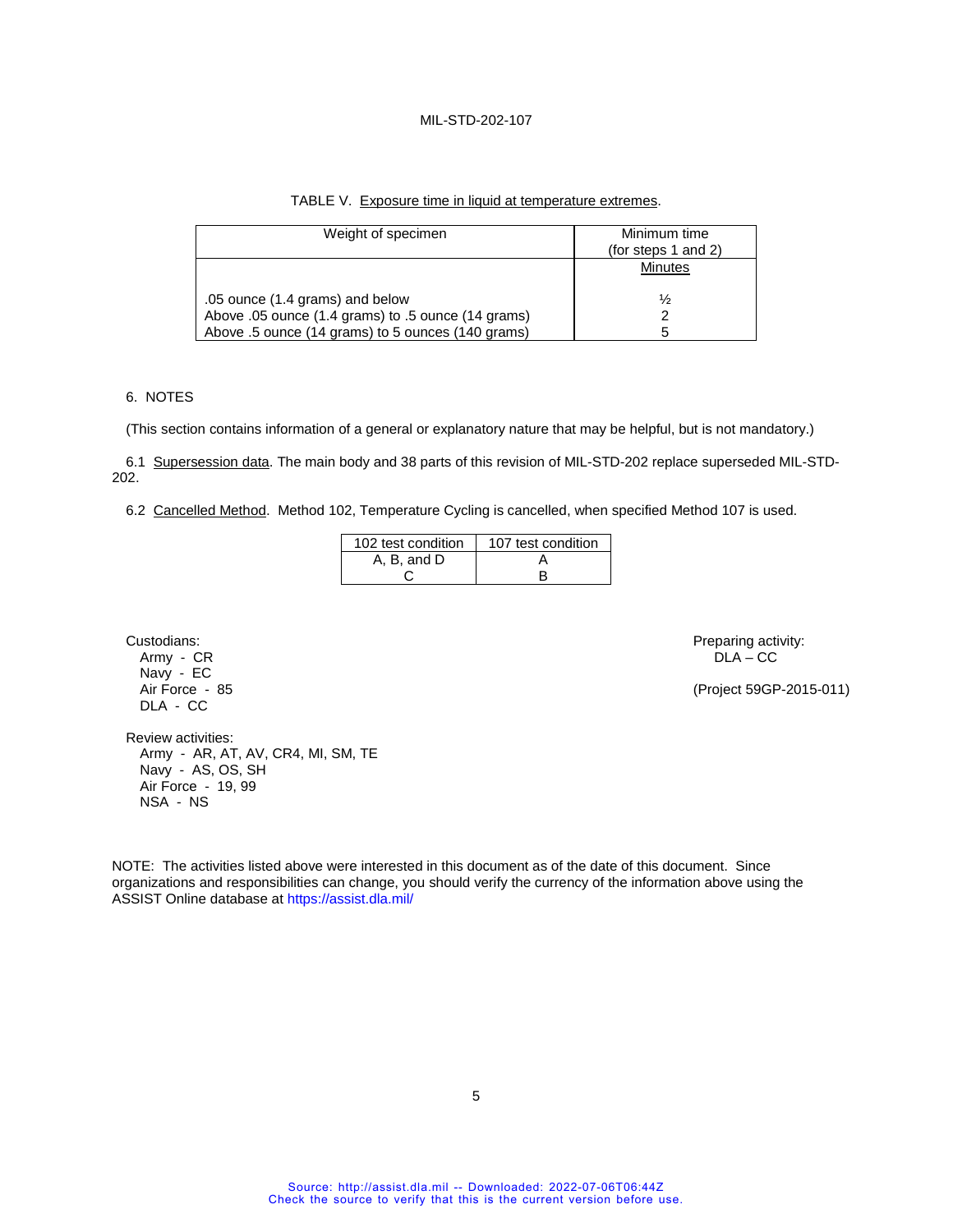TABLE V. Exposure time in liquid at temperature extremes.

| Weight of specimen | Minimum time (for steps 1 and 2) |
|---|---|
| | Minutes |
| .05 ounce (1.4 grams) and below | ½ |
| Above .05 ounce (1.4 grams) to .5 ounce (14 grams) | 2 |
| Above .5 ounce (14 grams) to 5 ounces (140 grams) | 5 |

## 6. NOTES

(This section contains information of a general or explanatory nature that may be helpful, but is not mandatory.)

6.1 Supersession data. The main body and 38 parts of this revision of MIL-STD-202 replace superseded MIL-STD-202.

6.2 Cancelled Method. Method 102, Temperature Cycling is cancelled, when specified Method 107 is used.

| 102 test condition | 107 test condition |
|---|---|
| A, B, and D | A |
| C | B |

Custodians:
Army - CR
Navy - EC
Air Force - 85
DLA - CC

Preparing activity:
DLA – CC

(Project 59GP-2015-011)

Review activities:
Army - AR, AT, AV, CR4, MI, SM, TE
Navy - AS, OS, SH
Air Force - 19, 99
NSA - NS

NOTE: The activities listed above were interested in this document as of the date of this document. Since organizations and responsibilities can change, you should verify the currency of the information above using the ASSIST Online database at https://assist.dla.mil/

Source: http://assist.dla.mil -- Downloaded: 2022-07-06T06:44Z
Check the source to verify that this is the current version before use.